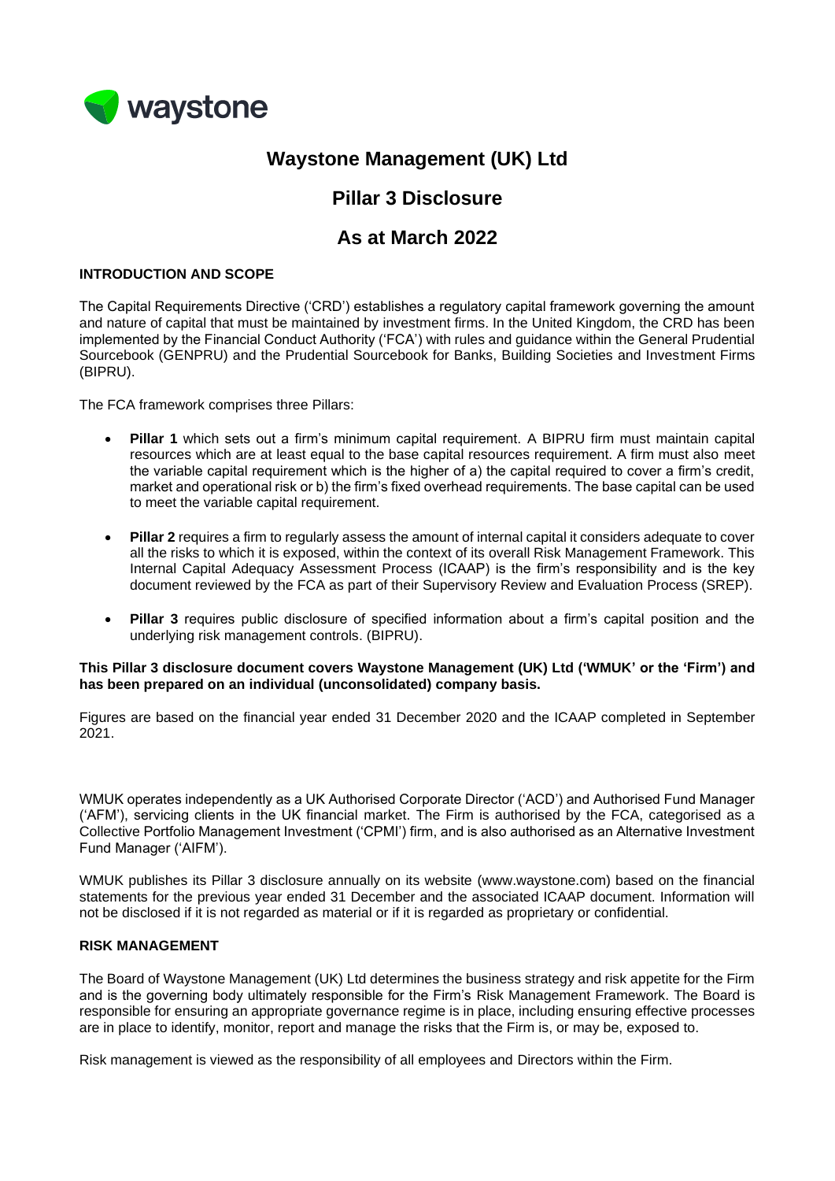waystone

# Waystone Management (UK) Ltd

# Pillar 3 Disclosure

# As at March 2022

## INTRODUCTION AND SCOPE

The Capital Requirements Directive ('CRD') establishes a regulatory capital framework governing the amount and nature of capital that must be maintained by investment firms. In the United Kingdom, the CRD has been implemented by the Financial Conduct Authority ('FCA') with rules and guidance within the General Prudential Sourcebook (GENPRU) and the Prudential Sourcebook for Banks, Building Societies and Investment Firms (BIPRU).

The FCA framework comprises three Pillars:

- **Pillar 1** which sets out a firm's minimum capital requirement. A BIPRU firm must maintain capital resources which are at least equal to the base capital resources requirement. A firm must also meet the variable capital requirement which is the higher of a) the capital required to cover a firm's credit, market and operational risk or b) the firm's fixed overhead requirements. The base capital can be used to meet the variable capital requirement.
- **Pillar 2** requires a firm to regularly assess the amount of internal capital it considers adequate to cover all the risks to which it is exposed, within the context of its overall Risk Management Framework. This Internal Capital Adequacy Assessment Process (ICAAP) is the firm's responsibility and is the key document reviewed by the FCA as part of their Supervisory Review and Evaluation Process (SREP).
- **Pillar 3** requires public disclosure of specified information about a firm's capital position and the underlying risk management controls. (BIPRU).

**This Pillar 3 disclosure document covers Waystone Management (UK) Ltd ('WMUK' or the 'Firm') and has been prepared on an individual (unconsolidated) company basis.**

Figures are based on the financial year ended 31 December 2020 and the ICAAP completed in September 2021.

WMUK operates independently as a UK Authorised Corporate Director ('ACD') and Authorised Fund Manager ('AFM'), servicing clients in the UK financial market. The Firm is authorised by the FCA, categorised as a Collective Portfolio Management Investment ('CPMI') firm, and is also authorised as an Alternative Investment Fund Manager ('AIFM').

WMUK publishes its Pillar 3 disclosure annually on its website (www.waystone.com) based on the financial statements for the previous year ended 31 December and the associated ICAAP document. Information will not be disclosed if it is not regarded as material or if it is regarded as proprietary or confidential.

## RISK MANAGEMENT

The Board of Waystone Management (UK) Ltd determines the business strategy and risk appetite for the Firm and is the governing body ultimately responsible for the Firm's Risk Management Framework. The Board is responsible for ensuring an appropriate governance regime is in place, including ensuring effective processes are in place to identify, monitor, report and manage the risks that the Firm is, or may be, exposed to.

Risk management is viewed as the responsibility of all employees and Directors within the Firm.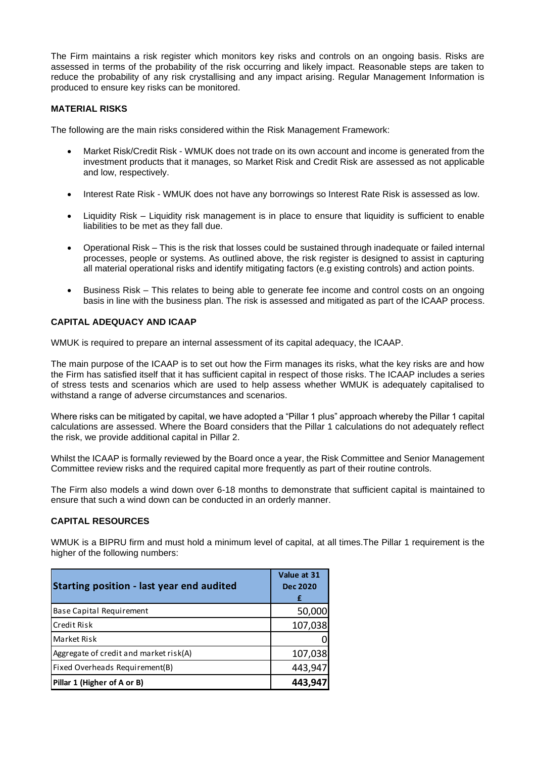The Firm maintains a risk register which monitors key risks and controls on an ongoing basis. Risks are assessed in terms of the probability of the risk occurring and likely impact. Reasonable steps are taken to reduce the probability of any risk crystallising and any impact arising. Regular Management Information is produced to ensure key risks can be monitored.

**MATERIAL RISKS**

The following are the main risks considered within the Risk Management Framework:

- Market Risk/Credit Risk - WMUK does not trade on its own account and income is generated from the investment products that it manages, so Market Risk and Credit Risk are assessed as not applicable and low, respectively.
- Interest Rate Risk - WMUK does not have any borrowings so Interest Rate Risk is assessed as low.
- Liquidity Risk – Liquidity risk management is in place to ensure that liquidity is sufficient to enable liabilities to be met as they fall due.
- Operational Risk – This is the risk that losses could be sustained through inadequate or failed internal processes, people or systems. As outlined above, the risk register is designed to assist in capturing all material operational risks and identify mitigating factors (e.g existing controls) and action points.
- Business Risk – This relates to being able to generate fee income and control costs on an ongoing basis in line with the business plan. The risk is assessed and mitigated as part of the ICAAP process.

**CAPITAL ADEQUACY AND ICAAP**

WMUK is required to prepare an internal assessment of its capital adequacy, the ICAAP.

The main purpose of the ICAAP is to set out how the Firm manages its risks, what the key risks are and how the Firm has satisfied itself that it has sufficient capital in respect of those risks. The ICAAP includes a series of stress tests and scenarios which are used to help assess whether WMUK is adequately capitalised to withstand a range of adverse circumstances and scenarios.

Where risks can be mitigated by capital, we have adopted a "Pillar 1 plus" approach whereby the Pillar 1 capital calculations are assessed. Where the Board considers that the Pillar 1 calculations do not adequately reflect the risk, we provide additional capital in Pillar 2.

Whilst the ICAAP is formally reviewed by the Board once a year, the Risk Committee and Senior Management Committee review risks and the required capital more frequently as part of their routine controls.

The Firm also models a wind down over 6-18 months to demonstrate that sufficient capital is maintained to ensure that such a wind down can be conducted in an orderly manner.

**CAPITAL RESOURCES**

WMUK is a BIPRU firm and must hold a minimum level of capital, at all times.The Pillar 1 requirement is the higher of the following numbers:

| Starting position - last year end audited | Value at 31 Dec 2020 £ |
|---|---|
| Base Capital Requirement | 50,000 |
| Credit Risk | 107,038 |
| Market Risk | 0 |
| Aggregate of credit and market risk(A) | 107,038 |
| Fixed Overheads Requirement(B) | 443,947 |
| **Pillar 1 (Higher of A or B)** | **443,947** |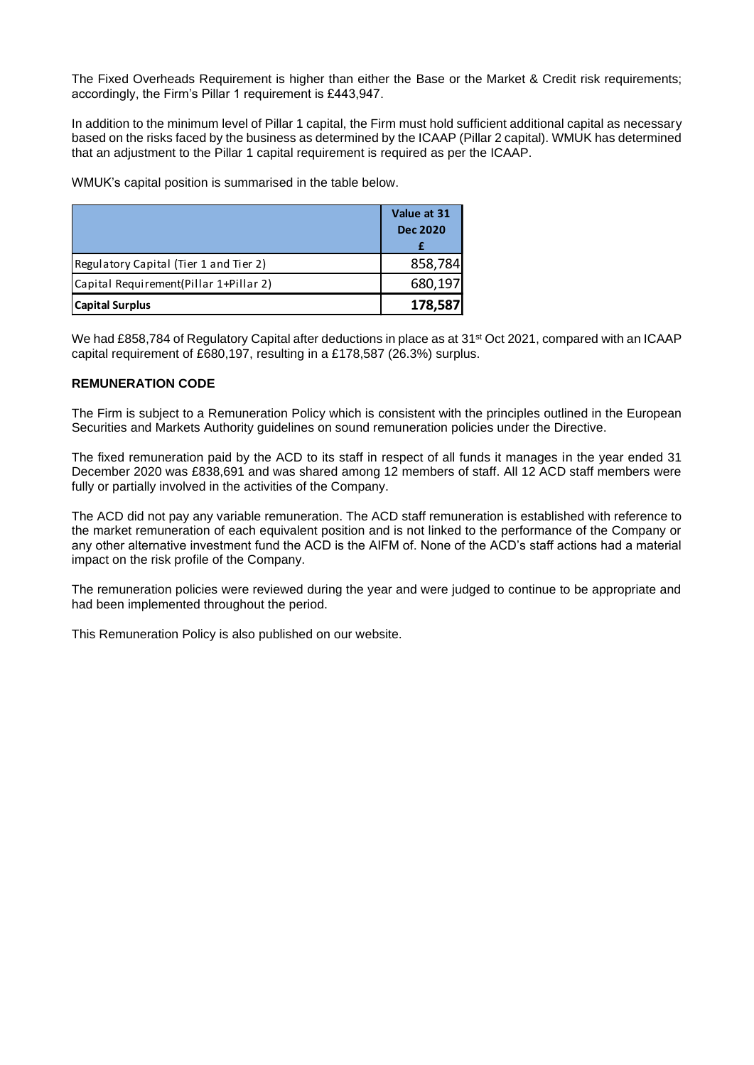The Fixed Overheads Requirement is higher than either the Base or the Market & Credit risk requirements; accordingly, the Firm's Pillar 1 requirement is £443,947.

In addition to the minimum level of Pillar 1 capital, the Firm must hold sufficient additional capital as necessary based on the risks faced by the business as determined by the ICAAP (Pillar 2 capital). WMUK has determined that an adjustment to the Pillar 1 capital requirement is required as per the ICAAP.

WMUK's capital position is summarised in the table below.

| | Value at 31 Dec 2020 £ |
|---|---|
| Regulatory Capital (Tier 1 and Tier 2) | 858,784 |
| Capital Requirement(Pillar 1+Pillar 2) | 680,197 |
| **Capital Surplus** | **178,587** |

We had £858,784 of Regulatory Capital after deductions in place as at 31st Oct 2021, compared with an ICAAP capital requirement of £680,197, resulting in a £178,587 (26.3%) surplus.

**REMUNERATION CODE**

The Firm is subject to a Remuneration Policy which is consistent with the principles outlined in the European Securities and Markets Authority guidelines on sound remuneration policies under the Directive.

The fixed remuneration paid by the ACD to its staff in respect of all funds it manages in the year ended 31 December 2020 was £838,691 and was shared among 12 members of staff. All 12 ACD staff members were fully or partially involved in the activities of the Company.

The ACD did not pay any variable remuneration. The ACD staff remuneration is established with reference to the market remuneration of each equivalent position and is not linked to the performance of the Company or any other alternative investment fund the ACD is the AIFM of. None of the ACD's staff actions had a material impact on the risk profile of the Company.

The remuneration policies were reviewed during the year and were judged to continue to be appropriate and had been implemented throughout the period.

This Remuneration Policy is also published on our website.